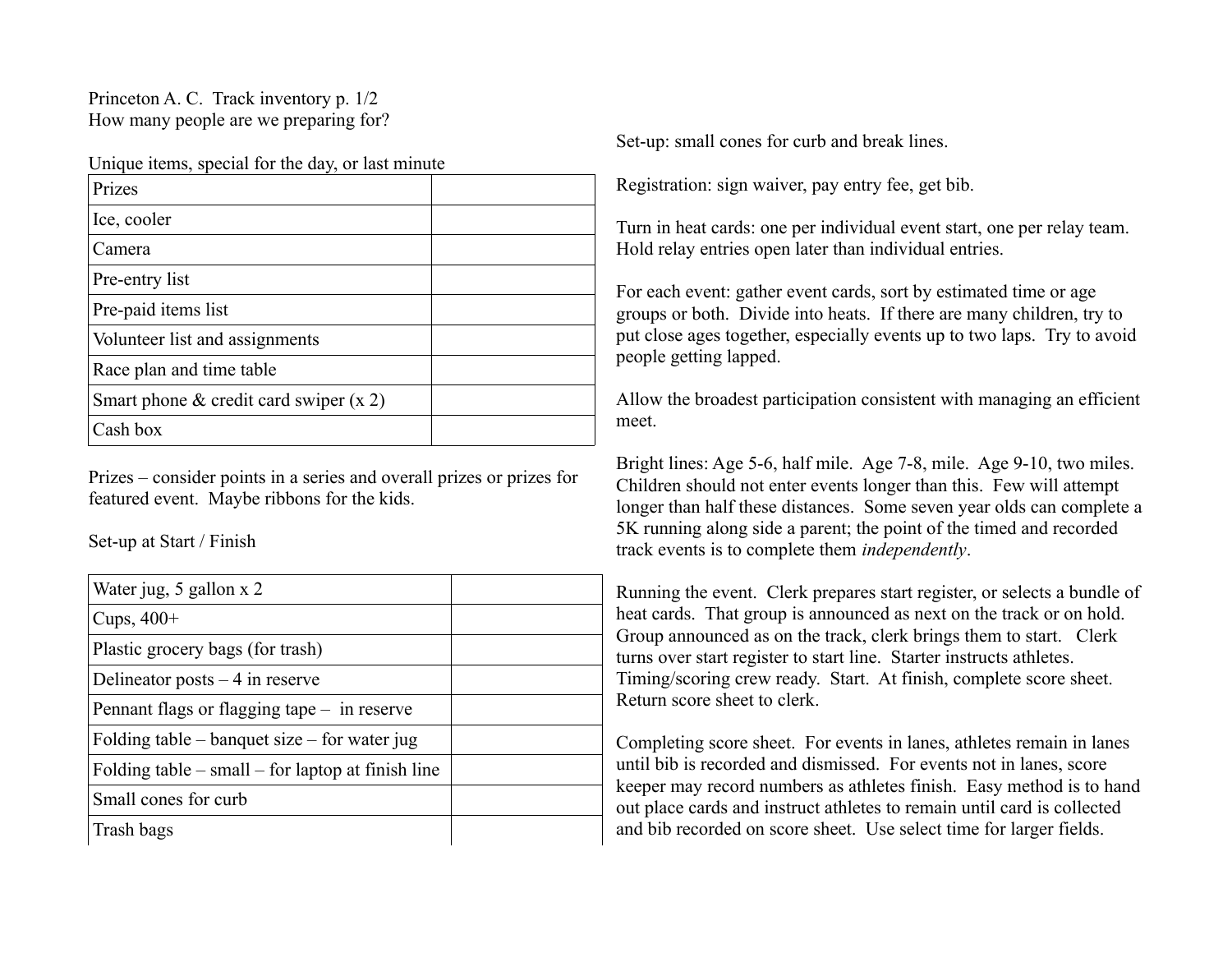Princeton A. C. Track inventory p. 1/2
How many people are we preparing for?

Unique items, special for the day, or last minute

| Prizes | |
|---|---|
| Ice, cooler | |
| Camera | |
| Pre-entry list | |
| Pre-paid items list | |
| Volunteer list and assignments | |
| Race plan and time table | |
| Smart phone & credit card swiper (x 2) | |
| Cash box | |

Prizes – consider points in a series and overall prizes or prizes for featured event. Maybe ribbons for the kids.

Set-up at Start / Finish

| Water jug, 5 gallon x 2 | |
|---|---|
| Cups, 400+ | |
| Plastic grocery bags (for trash) | |
| Delineator posts – 4 in reserve | |
| Pennant flags or flagging tape – in reserve | |
| Folding table – banquet size – for water jug | |
| Folding table – small – for laptop at finish line | |
| Small cones for curb | |
| Trash bags | |

Set-up: small cones for curb and break lines.

Registration: sign waiver, pay entry fee, get bib.

Turn in heat cards: one per individual event start, one per relay team. Hold relay entries open later than individual entries.

For each event: gather event cards, sort by estimated time or age groups or both. Divide into heats. If there are many children, try to put close ages together, especially events up to two laps. Try to avoid people getting lapped.

Allow the broadest participation consistent with managing an efficient meet.

Bright lines: Age 5-6, half mile. Age 7-8, mile. Age 9-10, two miles. Children should not enter events longer than this. Few will attempt longer than half these distances. Some seven year olds can complete a 5K running along side a parent; the point of the timed and recorded track events is to complete them *independently*.

Running the event. Clerk prepares start register, or selects a bundle of heat cards. That group is announced as next on the track or on hold. Group announced as on the track, clerk brings them to start. Clerk turns over start register to start line. Starter instructs athletes. Timing/scoring crew ready. Start. At finish, complete score sheet. Return score sheet to clerk.

Completing score sheet. For events in lanes, athletes remain in lanes until bib is recorded and dismissed. For events not in lanes, score keeper may record numbers as athletes finish. Easy method is to hand out place cards and instruct athletes to remain until card is collected and bib recorded on score sheet. Use select time for larger fields.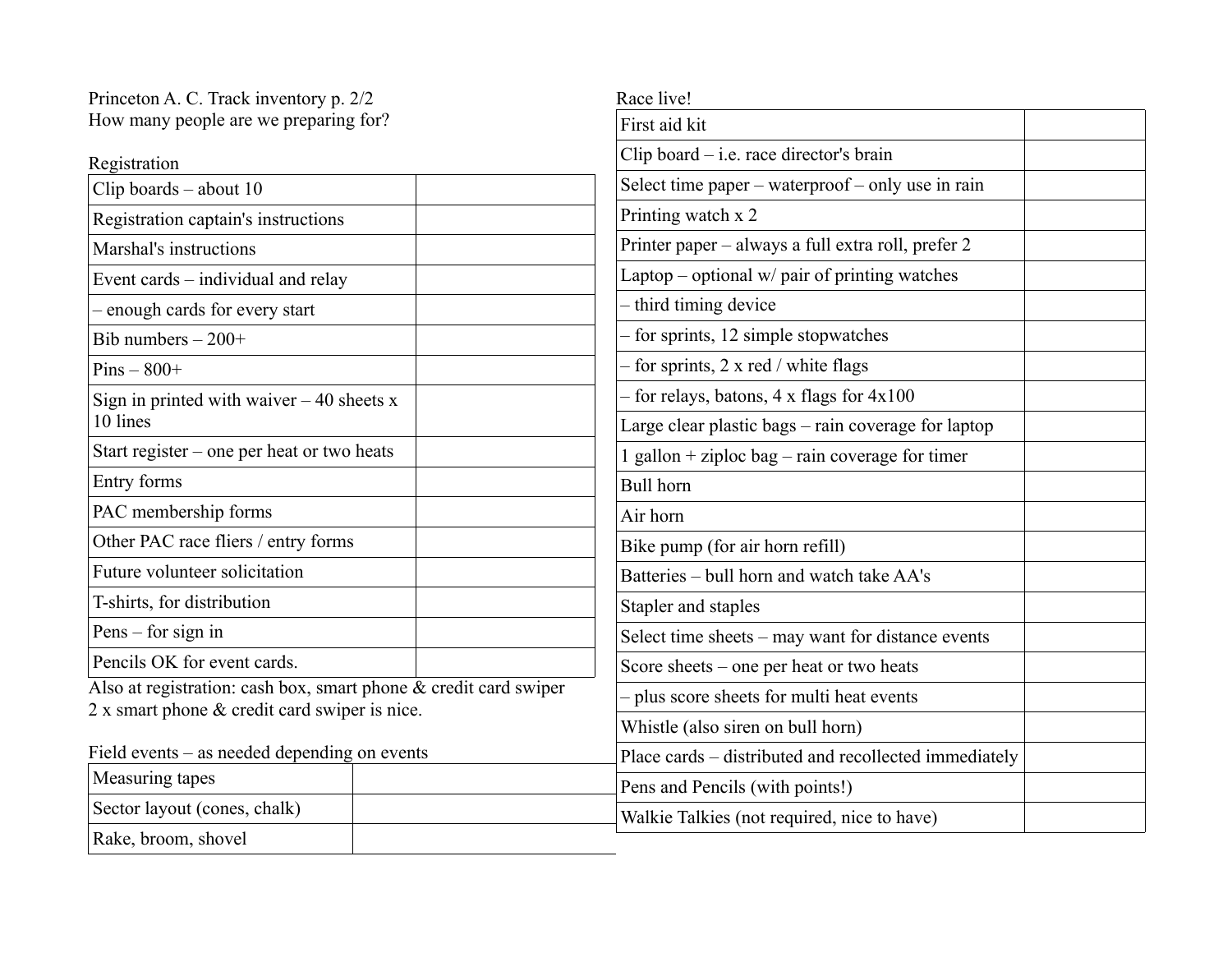Princeton A. C. Track inventory p. 2/2
How many people are we preparing for?

Registration

| | |
|---|---|
| Clip boards – about 10 | |
| Registration captain's instructions | |
| Marshal's instructions | |
| Event cards – individual and relay | |
| – enough cards for every start | |
| Bib numbers – 200+ | |
| Pins – 800+ | |
| Sign in printed with waiver – 40 sheets x 10 lines | |
| Start register – one per heat or two heats | |
| Entry forms | |
| PAC membership forms | |
| Other PAC race fliers / entry forms | |
| Future volunteer solicitation | |
| T-shirts, for distribution | |
| Pens – for sign in | |
| Pencils OK for event cards. | |

Also at registration: cash box, smart phone & credit card swiper
2 x smart phone & credit card swiper is nice.

Field events – as needed depending on events

| | |
|---|---|
| Measuring tapes | |
| Sector layout (cones, chalk) | |
| Rake, broom, shovel | |

Race live!

| | |
|---|---|
| First aid kit | |
| Clip board – i.e. race director's brain | |
| Select time paper – waterproof – only use in rain | |
| Printing watch x 2 | |
| Printer paper – always a full extra roll, prefer 2 | |
| Laptop – optional w/ pair of printing watches | |
| – third timing device | |
| – for sprints, 12 simple stopwatches | |
| – for sprints, 2 x red / white flags | |
| – for relays, batons, 4 x flags for 4x100 | |
| Large clear plastic bags – rain coverage for laptop | |
| 1 gallon + ziploc bag – rain coverage for timer | |
| Bull horn | |
| Air horn | |
| Bike pump (for air horn refill) | |
| Batteries – bull horn and watch take AA's | |
| Stapler and staples | |
| Select time sheets – may want for distance events | |
| Score sheets – one per heat or two heats | |
| – plus score sheets for multi heat events | |
| Whistle (also siren on bull horn) | |
| Place cards – distributed and recollected immediately | |
| Pens and Pencils (with points!) | |
| Walkie Talkies (not required, nice to have) | |